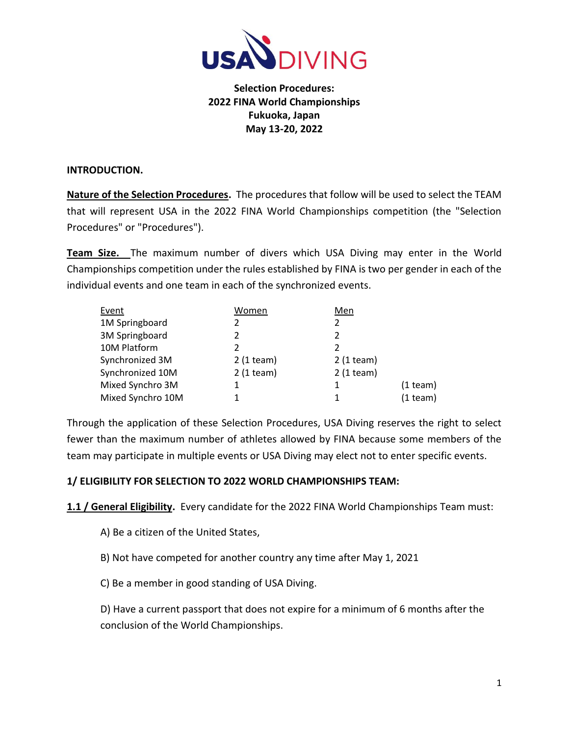**Selection Procedures:**
**2022 FINA World Championships**
**Fukuoka, Japan**
**May 13-20, 2022**

**INTRODUCTION.**

**Nature of the Selection Procedures.** The procedures that follow will be used to select the TEAM that will represent USA in the 2022 FINA World Championships competition (the "Selection Procedures" or "Procedures").

**Team Size.** The maximum number of divers which USA Diving may enter in the World Championships competition under the rules established by FINA is two per gender in each of the individual events and one team in each of the synchronized events.

| Event | Women | Men | |
|---|---|---|---|
| 1M Springboard | 2 | 2 | |
| 3M Springboard | 2 | 2 | |
| 10M Platform | 2 | 2 | |
| Synchronized 3M | 2 (1 team) | 2 (1 team) | |
| Synchronized 10M | 2 (1 team) | 2 (1 team) | |
| Mixed Synchro 3M | 1 | 1 | (1 team) |
| Mixed Synchro 10M | 1 | 1 | (1 team) |

Through the application of these Selection Procedures, USA Diving reserves the right to select fewer than the maximum number of athletes allowed by FINA because some members of the team may participate in multiple events or USA Diving may elect not to enter specific events.

**1/ ELIGIBILITY FOR SELECTION TO 2022 WORLD CHAMPIONSHIPS TEAM:**

**1.1 / General Eligibility.** Every candidate for the 2022 FINA World Championships Team must:

A) Be a citizen of the United States,

B) Not have competed for another country any time after May 1, 2021

C) Be a member in good standing of USA Diving.

D) Have a current passport that does not expire for a minimum of 6 months after the conclusion of the World Championships.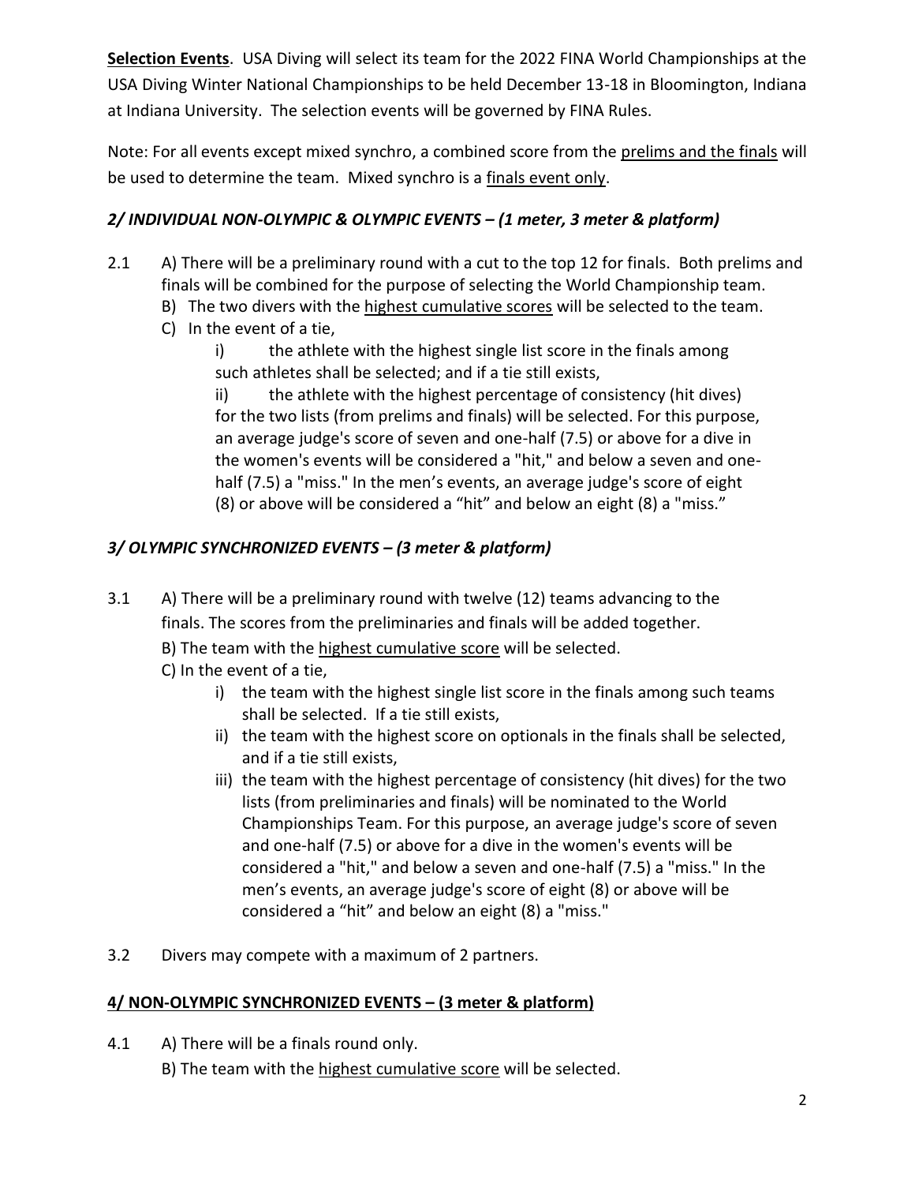**Selection Events**. USA Diving will select its team for the 2022 FINA World Championships at the USA Diving Winter National Championships to be held December 13-18 in Bloomington, Indiana at Indiana University. The selection events will be governed by FINA Rules.

Note: For all events except mixed synchro, a combined score from the <u>prelims and the finals</u> will be used to determine the team. Mixed synchro is a <u>finals event only</u>.

### *2/ INDIVIDUAL NON-OLYMPIC & OLYMPIC EVENTS – (1 meter, 3 meter & platform)*

2.1 A) There will be a preliminary round with a cut to the top 12 for finals. Both prelims and finals will be combined for the purpose of selecting the World Championship team.

B) The two divers with the <u>highest cumulative scores</u> will be selected to the team.

C) In the event of a tie,

i) the athlete with the highest single list score in the finals among such athletes shall be selected; and if a tie still exists,

ii) the athlete with the highest percentage of consistency (hit dives) for the two lists (from prelims and finals) will be selected. For this purpose, an average judge's score of seven and one-half (7.5) or above for a dive in the women's events will be considered a "hit," and below a seven and one-half (7.5) a "miss." In the men's events, an average judge's score of eight (8) or above will be considered a "hit" and below an eight (8) a "miss."

### *3/ OLYMPIC SYNCHRONIZED EVENTS – (3 meter & platform)*

3.1 A) There will be a preliminary round with twelve (12) teams advancing to the finals. The scores from the preliminaries and finals will be added together.

B) The team with the <u>highest cumulative score</u> will be selected.

C) In the event of a tie,

i) the team with the highest single list score in the finals among such teams shall be selected. If a tie still exists,

ii) the team with the highest score on optionals in the finals shall be selected, and if a tie still exists,

iii) the team with the highest percentage of consistency (hit dives) for the two lists (from preliminaries and finals) will be nominated to the World Championships Team. For this purpose, an average judge's score of seven and one-half (7.5) or above for a dive in the women's events will be considered a "hit," and below a seven and one-half (7.5) a "miss." In the men's events, an average judge's score of eight (8) or above will be considered a "hit" and below an eight (8) a "miss."

3.2 Divers may compete with a maximum of 2 partners.

### **<u>4/ NON-OLYMPIC SYNCHRONIZED EVENTS – (3 meter & platform)</u>**

4.1 A) There will be a finals round only.

B) The team with the <u>highest cumulative score</u> will be selected.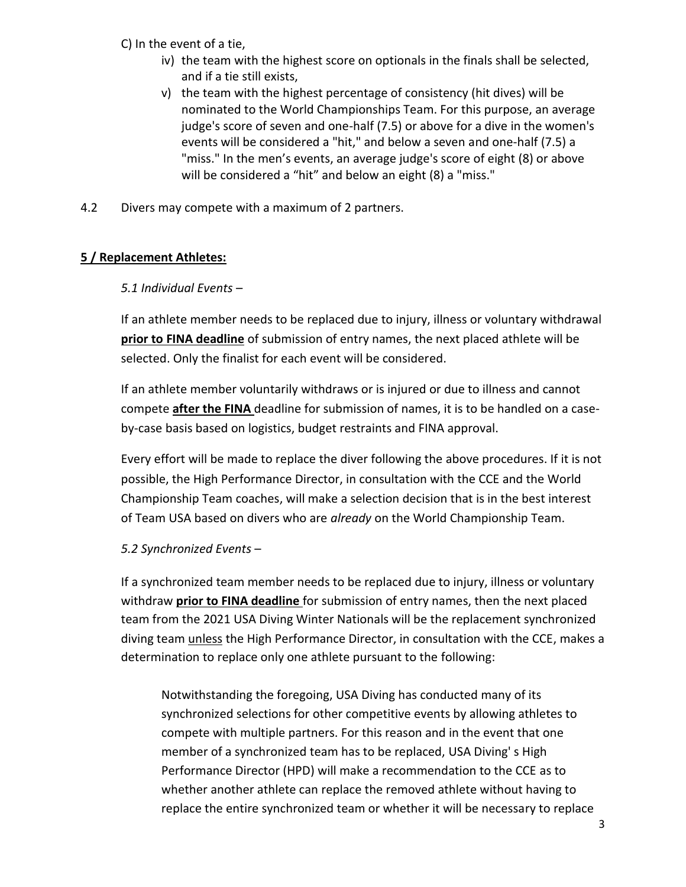C) In the event of a tie,

iv) the team with the highest score on optionals in the finals shall be selected, and if a tie still exists,

v) the team with the highest percentage of consistency (hit dives) will be nominated to the World Championships Team. For this purpose, an average judge's score of seven and one-half (7.5) or above for a dive in the women's events will be considered a "hit," and below a seven and one-half (7.5) a "miss." In the men's events, an average judge's score of eight (8) or above will be considered a "hit" and below an eight (8) a "miss."

4.2 Divers may compete with a maximum of 2 partners.

## 5 / Replacement Athletes:

*5.1 Individual Events* –

If an athlete member needs to be replaced due to injury, illness or voluntary withdrawal **prior to FINA deadline** of submission of entry names, the next placed athlete will be selected. Only the finalist for each event will be considered.

If an athlete member voluntarily withdraws or is injured or due to illness and cannot compete **after the FINA** deadline for submission of names, it is to be handled on a case-by-case basis based on logistics, budget restraints and FINA approval.

Every effort will be made to replace the diver following the above procedures. If it is not possible, the High Performance Director, in consultation with the CCE and the World Championship Team coaches, will make a selection decision that is in the best interest of Team USA based on divers who are *already* on the World Championship Team.

*5.2 Synchronized Events* –

If a synchronized team member needs to be replaced due to injury, illness or voluntary withdraw **prior to FINA deadline** for submission of entry names, then the next placed team from the 2021 USA Diving Winter Nationals will be the replacement synchronized diving team unless the High Performance Director, in consultation with the CCE, makes a determination to replace only one athlete pursuant to the following:

> Notwithstanding the foregoing, USA Diving has conducted many of its synchronized selections for other competitive events by allowing athletes to compete with multiple partners. For this reason and in the event that one member of a synchronized team has to be replaced, USA Diving' s High Performance Director (HPD) will make a recommendation to the CCE as to whether another athlete can replace the removed athlete without having to replace the entire synchronized team or whether it will be necessary to replace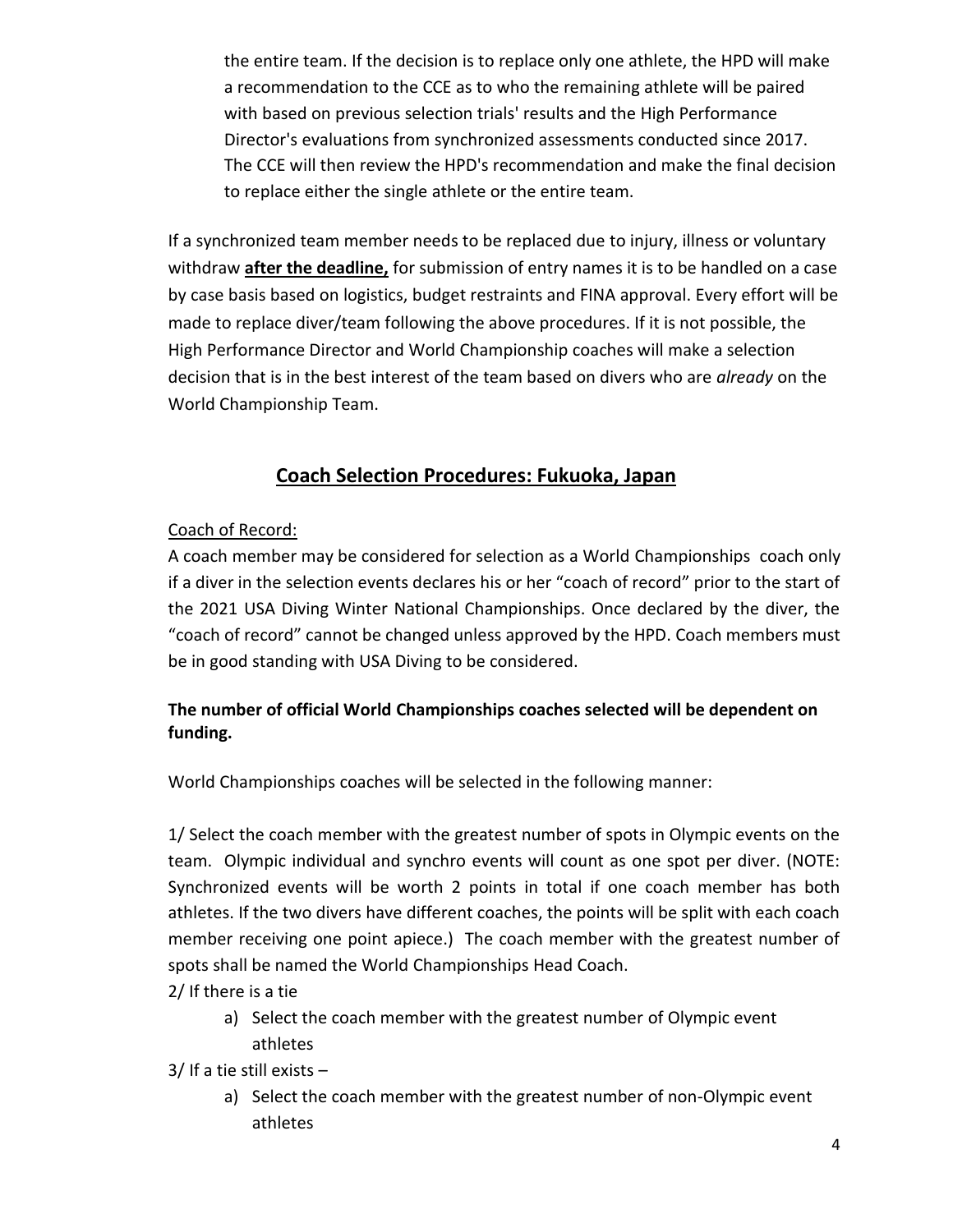the entire team. If the decision is to replace only one athlete, the HPD will make a recommendation to the CCE as to who the remaining athlete will be paired with based on previous selection trials' results and the High Performance Director's evaluations from synchronized assessments conducted since 2017. The CCE will then review the HPD's recommendation and make the final decision to replace either the single athlete or the entire team.

If a synchronized team member needs to be replaced due to injury, illness or voluntary withdraw **after the deadline,** for submission of entry names it is to be handled on a case by case basis based on logistics, budget restraints and FINA approval. Every effort will be made to replace diver/team following the above procedures. If it is not possible, the High Performance Director and World Championship coaches will make a selection decision that is in the best interest of the team based on divers who are *already* on the World Championship Team.

## Coach Selection Procedures: Fukuoka, Japan

Coach of Record:

A coach member may be considered for selection as a World Championships coach only if a diver in the selection events declares his or her "coach of record" prior to the start of the 2021 USA Diving Winter National Championships. Once declared by the diver, the "coach of record" cannot be changed unless approved by the HPD. Coach members must be in good standing with USA Diving to be considered.

**The number of official World Championships coaches selected will be dependent on funding.**

World Championships coaches will be selected in the following manner:

1/ Select the coach member with the greatest number of spots in Olympic events on the team. Olympic individual and synchro events will count as one spot per diver. (NOTE: Synchronized events will be worth 2 points in total if one coach member has both athletes. If the two divers have different coaches, the points will be split with each coach member receiving one point apiece.) The coach member with the greatest number of spots shall be named the World Championships Head Coach.

2/ If there is a tie

a) Select the coach member with the greatest number of Olympic event athletes

3/ If a tie still exists –

a) Select the coach member with the greatest number of non-Olympic event athletes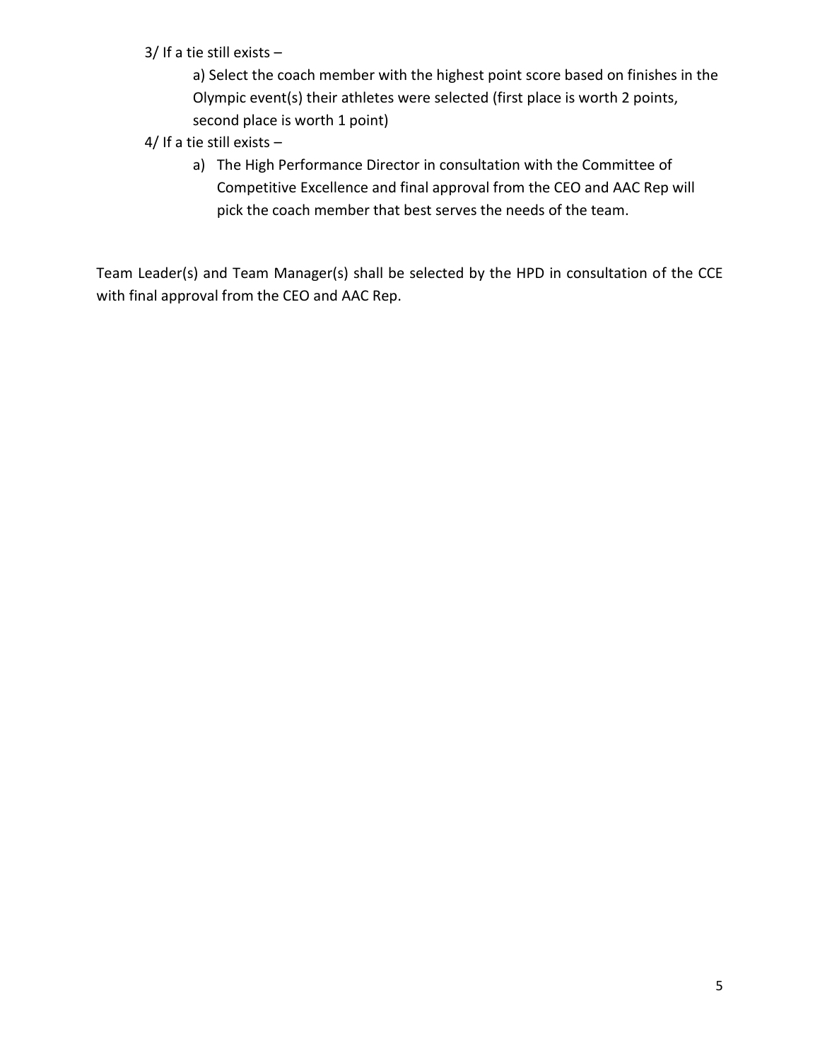3/ If a tie still exists –

a) Select the coach member with the highest point score based on finishes in the Olympic event(s) their athletes were selected (first place is worth 2 points, second place is worth 1 point)

4/ If a tie still exists –

a) The High Performance Director in consultation with the Committee of Competitive Excellence and final approval from the CEO and AAC Rep will pick the coach member that best serves the needs of the team.

Team Leader(s) and Team Manager(s) shall be selected by the HPD in consultation of the CCE with final approval from the CEO and AAC Rep.